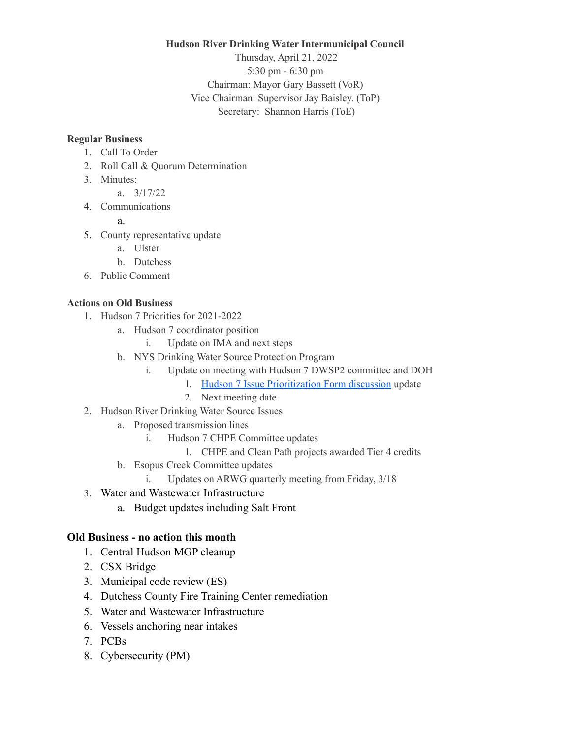**Hudson River Drinking Water Intermunicipal Council**

Thursday, April 21, 2022
5:30 pm - 6:30 pm
Chairman: Mayor Gary Bassett (VoR)
Vice Chairman: Supervisor Jay Baisley. (ToP)
Secretary: Shannon Harris (ToE)

**Regular Business**

1. Call To Order
2. Roll Call & Quorum Determination
3. Minutes:
   a. 3/17/22
4. Communications
   a.
5. County representative update
   a. Ulster
   b. Dutchess
6. Public Comment

**Actions on Old Business**

1. Hudson 7 Priorities for 2021-2022
   a. Hudson 7 coordinator position
      i. Update on IMA and next steps
   b. NYS Drinking Water Source Protection Program
      i. Update on meeting with Hudson 7 DWSP2 committee and DOH
         1. Hudson 7 Issue Prioritization Form discussion update
         2. Next meeting date
2. Hudson River Drinking Water Source Issues
   a. Proposed transmission lines
      i. Hudson 7 CHPE Committee updates
         1. CHPE and Clean Path projects awarded Tier 4 credits
   b. Esopus Creek Committee updates
      i. Updates on ARWG quarterly meeting from Friday, 3/18
3. Water and Wastewater Infrastructure
   a. Budget updates including Salt Front

**Old Business - no action this month**

1. Central Hudson MGP cleanup
2. CSX Bridge
3. Municipal code review (ES)
4. Dutchess County Fire Training Center remediation
5. Water and Wastewater Infrastructure
6. Vessels anchoring near intakes
7. PCBs
8. Cybersecurity (PM)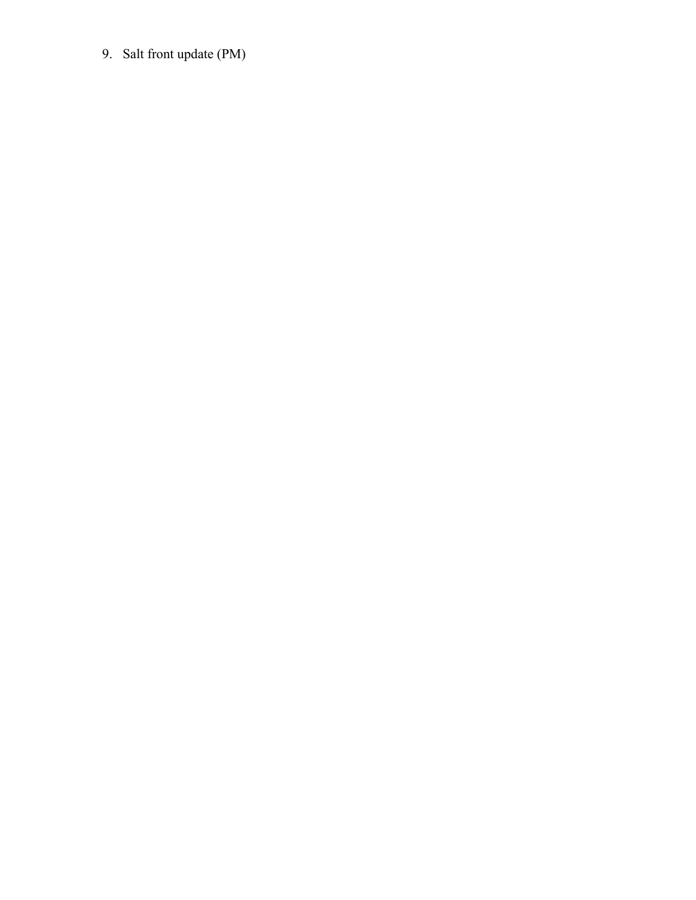9. Salt front update (PM)